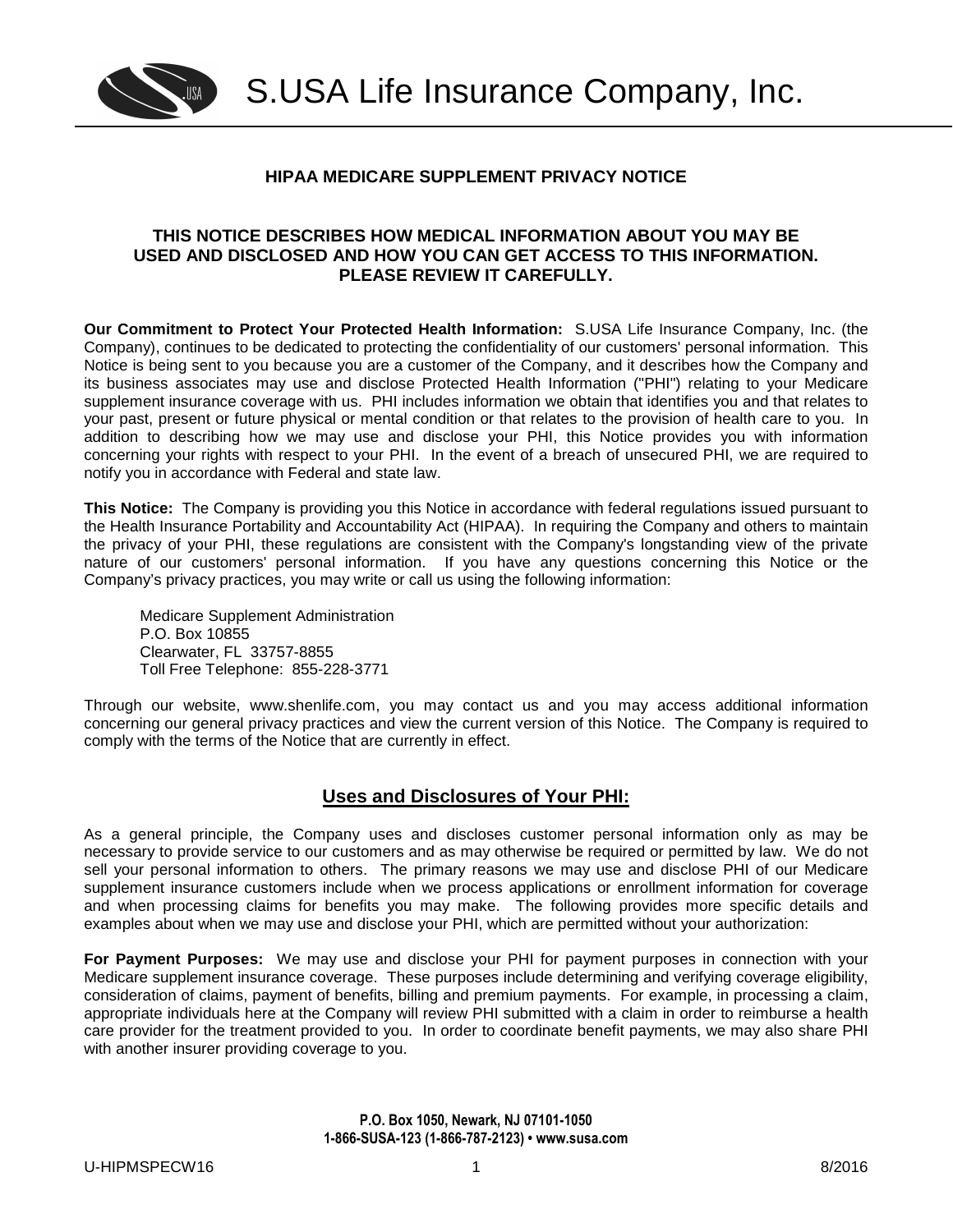# S.USA Life Insurance Company, Inc.

## HIPAA MEDICARE SUPPLEMENT PRIVACY NOTICE

**THIS NOTICE DESCRIBES HOW MEDICAL INFORMATION ABOUT YOU MAY BE USED AND DISCLOSED AND HOW YOU CAN GET ACCESS TO THIS INFORMATION. PLEASE REVIEW IT CAREFULLY.**

**Our Commitment to Protect Your Protected Health Information:** S.USA Life Insurance Company, Inc. (the Company), continues to be dedicated to protecting the confidentiality of our customers' personal information. This Notice is being sent to you because you are a customer of the Company, and it describes how the Company and its business associates may use and disclose Protected Health Information ("PHI") relating to your Medicare supplement insurance coverage with us. PHI includes information we obtain that identifies you and that relates to your past, present or future physical or mental condition or that relates to the provision of health care to you. In addition to describing how we may use and disclose your PHI, this Notice provides you with information concerning your rights with respect to your PHI. In the event of a breach of unsecured PHI, we are required to notify you in accordance with Federal and state law.

**This Notice:** The Company is providing you this Notice in accordance with federal regulations issued pursuant to the Health Insurance Portability and Accountability Act (HIPAA). In requiring the Company and others to maintain the privacy of your PHI, these regulations are consistent with the Company's longstanding view of the private nature of our customers' personal information. If you have any questions concerning this Notice or the Company's privacy practices, you may write or call us using the following information:

Medicare Supplement Administration
P.O. Box 10855
Clearwater, FL 33757-8855
Toll Free Telephone: 855-228-3771

Through our website, www.shenlife.com, you may contact us and you may access additional information concerning our general privacy practices and view the current version of this Notice. The Company is required to comply with the terms of the Notice that are currently in effect.

## Uses and Disclosures of Your PHI:

As a general principle, the Company uses and discloses customer personal information only as may be necessary to provide service to our customers and as may otherwise be required or permitted by law. We do not sell your personal information to others. The primary reasons we may use and disclose PHI of our Medicare supplement insurance customers include when we process applications or enrollment information for coverage and when processing claims for benefits you may make. The following provides more specific details and examples about when we may use and disclose your PHI, which are permitted without your authorization:

**For Payment Purposes:** We may use and disclose your PHI for payment purposes in connection with your Medicare supplement insurance coverage. These purposes include determining and verifying coverage eligibility, consideration of claims, payment of benefits, billing and premium payments. For example, in processing a claim, appropriate individuals here at the Company will review PHI submitted with a claim in order to reimburse a health care provider for the treatment provided to you. In order to coordinate benefit payments, we may also share PHI with another insurer providing coverage to you.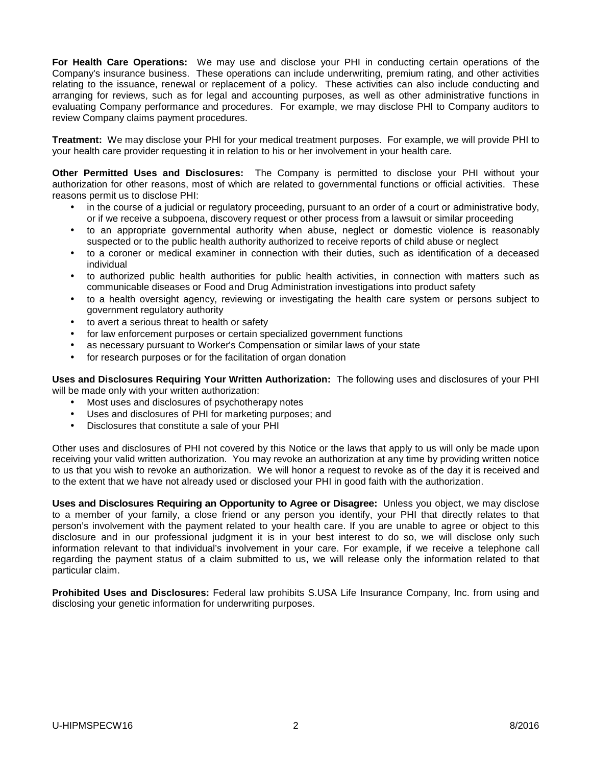**For Health Care Operations:** We may use and disclose your PHI in conducting certain operations of the Company's insurance business. These operations can include underwriting, premium rating, and other activities relating to the issuance, renewal or replacement of a policy. These activities can also include conducting and arranging for reviews, such as for legal and accounting purposes, as well as other administrative functions in evaluating Company performance and procedures. For example, we may disclose PHI to Company auditors to review Company claims payment procedures.

**Treatment:** We may disclose your PHI for your medical treatment purposes. For example, we will provide PHI to your health care provider requesting it in relation to his or her involvement in your health care.

**Other Permitted Uses and Disclosures:** The Company is permitted to disclose your PHI without your authorization for other reasons, most of which are related to governmental functions or official activities. These reasons permit us to disclose PHI:

- in the course of a judicial or regulatory proceeding, pursuant to an order of a court or administrative body, or if we receive a subpoena, discovery request or other process from a lawsuit or similar proceeding
- to an appropriate governmental authority when abuse, neglect or domestic violence is reasonably suspected or to the public health authority authorized to receive reports of child abuse or neglect
- to a coroner or medical examiner in connection with their duties, such as identification of a deceased individual
- to authorized public health authorities for public health activities, in connection with matters such as communicable diseases or Food and Drug Administration investigations into product safety
- to a health oversight agency, reviewing or investigating the health care system or persons subject to government regulatory authority
- to avert a serious threat to health or safety
- for law enforcement purposes or certain specialized government functions
- as necessary pursuant to Worker's Compensation or similar laws of your state
- for research purposes or for the facilitation of organ donation

**Uses and Disclosures Requiring Your Written Authorization:** The following uses and disclosures of your PHI will be made only with your written authorization:

- Most uses and disclosures of psychotherapy notes
- Uses and disclosures of PHI for marketing purposes; and
- Disclosures that constitute a sale of your PHI

Other uses and disclosures of PHI not covered by this Notice or the laws that apply to us will only be made upon receiving your valid written authorization. You may revoke an authorization at any time by providing written notice to us that you wish to revoke an authorization. We will honor a request to revoke as of the day it is received and to the extent that we have not already used or disclosed your PHI in good faith with the authorization.

**Uses and Disclosures Requiring an Opportunity to Agree or Disagree:** Unless you object, we may disclose to a member of your family, a close friend or any person you identify, your PHI that directly relates to that person's involvement with the payment related to your health care. If you are unable to agree or object to this disclosure and in our professional judgment it is in your best interest to do so, we will disclose only such information relevant to that individual's involvement in your care. For example, if we receive a telephone call regarding the payment status of a claim submitted to us, we will release only the information related to that particular claim.

**Prohibited Uses and Disclosures:** Federal law prohibits S.USA Life Insurance Company, Inc. from using and disclosing your genetic information for underwriting purposes.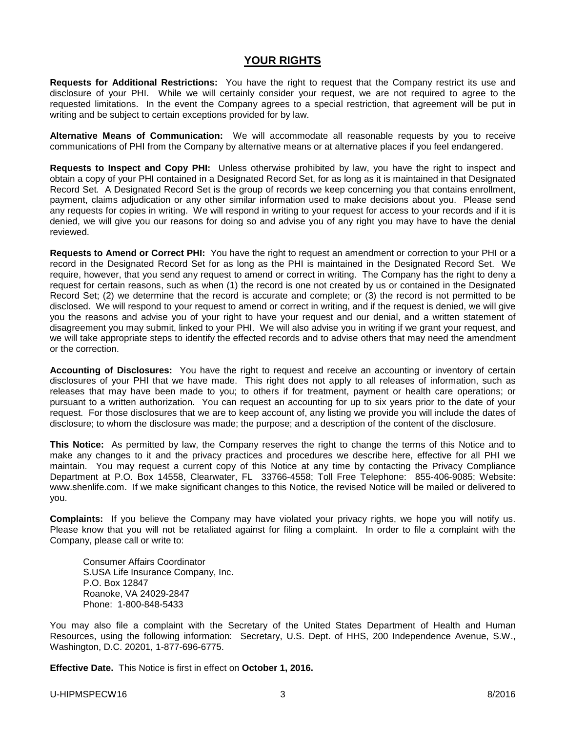## YOUR RIGHTS

**Requests for Additional Restrictions:** You have the right to request that the Company restrict its use and disclosure of your PHI. While we will certainly consider your request, we are not required to agree to the requested limitations. In the event the Company agrees to a special restriction, that agreement will be put in writing and be subject to certain exceptions provided for by law.

**Alternative Means of Communication:** We will accommodate all reasonable requests by you to receive communications of PHI from the Company by alternative means or at alternative places if you feel endangered.

**Requests to Inspect and Copy PHI:** Unless otherwise prohibited by law, you have the right to inspect and obtain a copy of your PHI contained in a Designated Record Set, for as long as it is maintained in that Designated Record Set. A Designated Record Set is the group of records we keep concerning you that contains enrollment, payment, claims adjudication or any other similar information used to make decisions about you. Please send any requests for copies in writing. We will respond in writing to your request for access to your records and if it is denied, we will give you our reasons for doing so and advise you of any right you may have to have the denial reviewed.

**Requests to Amend or Correct PHI:** You have the right to request an amendment or correction to your PHI or a record in the Designated Record Set for as long as the PHI is maintained in the Designated Record Set. We require, however, that you send any request to amend or correct in writing. The Company has the right to deny a request for certain reasons, such as when (1) the record is one not created by us or contained in the Designated Record Set; (2) we determine that the record is accurate and complete; or (3) the record is not permitted to be disclosed. We will respond to your request to amend or correct in writing, and if the request is denied, we will give you the reasons and advise you of your right to have your request and our denial, and a written statement of disagreement you may submit, linked to your PHI. We will also advise you in writing if we grant your request, and we will take appropriate steps to identify the effected records and to advise others that may need the amendment or the correction.

**Accounting of Disclosures:** You have the right to request and receive an accounting or inventory of certain disclosures of your PHI that we have made. This right does not apply to all releases of information, such as releases that may have been made to you; to others if for treatment, payment or health care operations; or pursuant to a written authorization. You can request an accounting for up to six years prior to the date of your request. For those disclosures that we are to keep account of, any listing we provide you will include the dates of disclosure; to whom the disclosure was made; the purpose; and a description of the content of the disclosure.

**This Notice:** As permitted by law, the Company reserves the right to change the terms of this Notice and to make any changes to it and the privacy practices and procedures we describe here, effective for all PHI we maintain. You may request a current copy of this Notice at any time by contacting the Privacy Compliance Department at P.O. Box 14558, Clearwater, FL 33766-4558; Toll Free Telephone: 855-406-9085; Website: www.shenlife.com. If we make significant changes to this Notice, the revised Notice will be mailed or delivered to you.

**Complaints:** If you believe the Company may have violated your privacy rights, we hope you will notify us. Please know that you will not be retaliated against for filing a complaint. In order to file a complaint with the Company, please call or write to:

Consumer Affairs Coordinator
S.USA Life Insurance Company, Inc.
P.O. Box 12847
Roanoke, VA 24029-2847
Phone: 1-800-848-5433

You may also file a complaint with the Secretary of the United States Department of Health and Human Resources, using the following information: Secretary, U.S. Dept. of HHS, 200 Independence Avenue, S.W., Washington, D.C. 20201, 1-877-696-6775.

**Effective Date.** This Notice is first in effect on **October 1, 2016.**

U-HIPMSPECW16 8/2016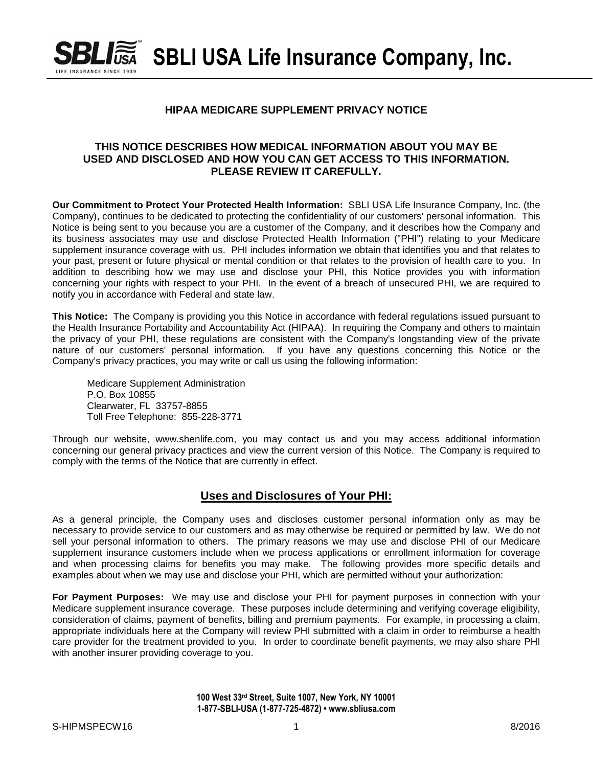# SBLI USA Life Insurance Company, Inc.

**HIPAA MEDICARE SUPPLEMENT PRIVACY NOTICE**

**THIS NOTICE DESCRIBES HOW MEDICAL INFORMATION ABOUT YOU MAY BE USED AND DISCLOSED AND HOW YOU CAN GET ACCESS TO THIS INFORMATION. PLEASE REVIEW IT CAREFULLY.**

**Our Commitment to Protect Your Protected Health Information:** SBLI USA Life Insurance Company, Inc. (the Company), continues to be dedicated to protecting the confidentiality of our customers' personal information. This Notice is being sent to you because you are a customer of the Company, and it describes how the Company and its business associates may use and disclose Protected Health Information ("PHI") relating to your Medicare supplement insurance coverage with us. PHI includes information we obtain that identifies you and that relates to your past, present or future physical or mental condition or that relates to the provision of health care to you. In addition to describing how we may use and disclose your PHI, this Notice provides you with information concerning your rights with respect to your PHI. In the event of a breach of unsecured PHI, we are required to notify you in accordance with Federal and state law.

**This Notice:** The Company is providing you this Notice in accordance with federal regulations issued pursuant to the Health Insurance Portability and Accountability Act (HIPAA). In requiring the Company and others to maintain the privacy of your PHI, these regulations are consistent with the Company's longstanding view of the private nature of our customers' personal information. If you have any questions concerning this Notice or the Company's privacy practices, you may write or call us using the following information:

Medicare Supplement Administration
P.O. Box 10855
Clearwater, FL 33757-8855
Toll Free Telephone: 855-228-3771

Through our website, www.shenlife.com, you may contact us and you may access additional information concerning our general privacy practices and view the current version of this Notice. The Company is required to comply with the terms of the Notice that are currently in effect.

## Uses and Disclosures of Your PHI:

As a general principle, the Company uses and discloses customer personal information only as may be necessary to provide service to our customers and as may otherwise be required or permitted by law. We do not sell your personal information to others. The primary reasons we may use and disclose PHI of our Medicare supplement insurance customers include when we process applications or enrollment information for coverage and when processing claims for benefits you may make. The following provides more specific details and examples about when we may use and disclose your PHI, which are permitted without your authorization:

**For Payment Purposes:** We may use and disclose your PHI for payment purposes in connection with your Medicare supplement insurance coverage. These purposes include determining and verifying coverage eligibility, consideration of claims, payment of benefits, billing and premium payments. For example, in processing a claim, appropriate individuals here at the Company will review PHI submitted with a claim in order to reimburse a health care provider for the treatment provided to you. In order to coordinate benefit payments, we may also share PHI with another insurer providing coverage to you.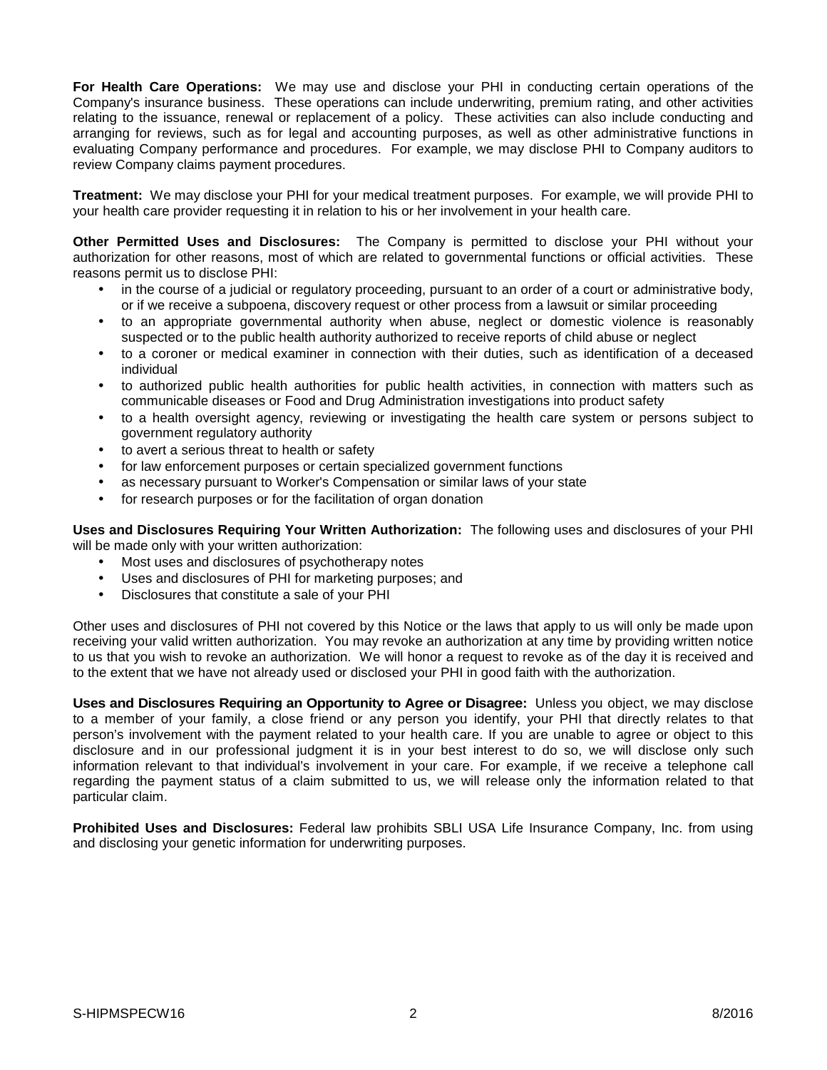**For Health Care Operations:** We may use and disclose your PHI in conducting certain operations of the Company's insurance business. These operations can include underwriting, premium rating, and other activities relating to the issuance, renewal or replacement of a policy. These activities can also include conducting and arranging for reviews, such as for legal and accounting purposes, as well as other administrative functions in evaluating Company performance and procedures. For example, we may disclose PHI to Company auditors to review Company claims payment procedures.

**Treatment:** We may disclose your PHI for your medical treatment purposes. For example, we will provide PHI to your health care provider requesting it in relation to his or her involvement in your health care.

**Other Permitted Uses and Disclosures:** The Company is permitted to disclose your PHI without your authorization for other reasons, most of which are related to governmental functions or official activities. These reasons permit us to disclose PHI:

- in the course of a judicial or regulatory proceeding, pursuant to an order of a court or administrative body, or if we receive a subpoena, discovery request or other process from a lawsuit or similar proceeding
- to an appropriate governmental authority when abuse, neglect or domestic violence is reasonably suspected or to the public health authority authorized to receive reports of child abuse or neglect
- to a coroner or medical examiner in connection with their duties, such as identification of a deceased individual
- to authorized public health authorities for public health activities, in connection with matters such as communicable diseases or Food and Drug Administration investigations into product safety
- to a health oversight agency, reviewing or investigating the health care system or persons subject to government regulatory authority
- to avert a serious threat to health or safety
- for law enforcement purposes or certain specialized government functions
- as necessary pursuant to Worker's Compensation or similar laws of your state
- for research purposes or for the facilitation of organ donation

**Uses and Disclosures Requiring Your Written Authorization:** The following uses and disclosures of your PHI will be made only with your written authorization:

- Most uses and disclosures of psychotherapy notes
- Uses and disclosures of PHI for marketing purposes; and
- Disclosures that constitute a sale of your PHI

Other uses and disclosures of PHI not covered by this Notice or the laws that apply to us will only be made upon receiving your valid written authorization. You may revoke an authorization at any time by providing written notice to us that you wish to revoke an authorization. We will honor a request to revoke as of the day it is received and to the extent that we have not already used or disclosed your PHI in good faith with the authorization.

**Uses and Disclosures Requiring an Opportunity to Agree or Disagree:** Unless you object, we may disclose to a member of your family, a close friend or any person you identify, your PHI that directly relates to that person's involvement with the payment related to your health care. If you are unable to agree or object to this disclosure and in our professional judgment it is in your best interest to do so, we will disclose only such information relevant to that individual's involvement in your care. For example, if we receive a telephone call regarding the payment status of a claim submitted to us, we will release only the information related to that particular claim.

**Prohibited Uses and Disclosures:** Federal law prohibits SBLI USA Life Insurance Company, Inc. from using and disclosing your genetic information for underwriting purposes.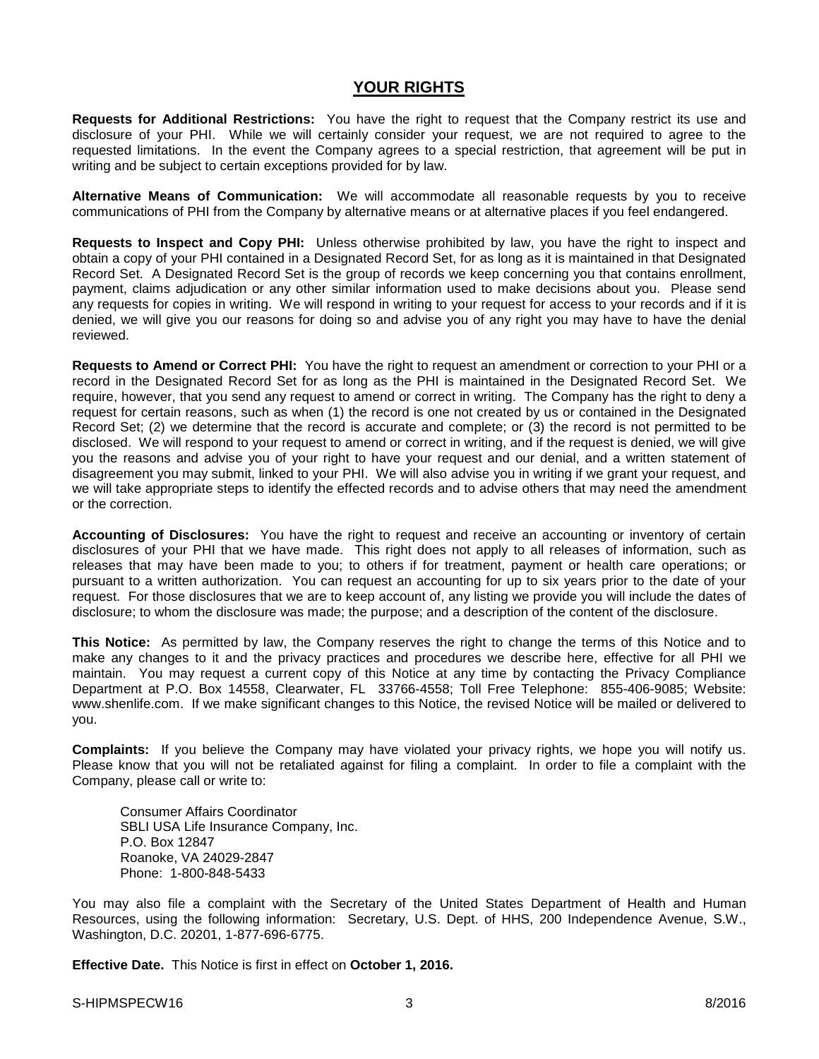## YOUR RIGHTS

**Requests for Additional Restrictions:** You have the right to request that the Company restrict its use and disclosure of your PHI. While we will certainly consider your request, we are not required to agree to the requested limitations. In the event the Company agrees to a special restriction, that agreement will be put in writing and be subject to certain exceptions provided for by law.

**Alternative Means of Communication:** We will accommodate all reasonable requests by you to receive communications of PHI from the Company by alternative means or at alternative places if you feel endangered.

**Requests to Inspect and Copy PHI:** Unless otherwise prohibited by law, you have the right to inspect and obtain a copy of your PHI contained in a Designated Record Set, for as long as it is maintained in that Designated Record Set. A Designated Record Set is the group of records we keep concerning you that contains enrollment, payment, claims adjudication or any other similar information used to make decisions about you. Please send any requests for copies in writing. We will respond in writing to your request for access to your records and if it is denied, we will give you our reasons for doing so and advise you of any right you may have to have the denial reviewed.

**Requests to Amend or Correct PHI:** You have the right to request an amendment or correction to your PHI or a record in the Designated Record Set for as long as the PHI is maintained in the Designated Record Set. We require, however, that you send any request to amend or correct in writing. The Company has the right to deny a request for certain reasons, such as when (1) the record is one not created by us or contained in the Designated Record Set; (2) we determine that the record is accurate and complete; or (3) the record is not permitted to be disclosed. We will respond to your request to amend or correct in writing, and if the request is denied, we will give you the reasons and advise you of your right to have your request and our denial, and a written statement of disagreement you may submit, linked to your PHI. We will also advise you in writing if we grant your request, and we will take appropriate steps to identify the effected records and to advise others that may need the amendment or the correction.

**Accounting of Disclosures:** You have the right to request and receive an accounting or inventory of certain disclosures of your PHI that we have made. This right does not apply to all releases of information, such as releases that may have been made to you; to others if for treatment, payment or health care operations; or pursuant to a written authorization. You can request an accounting for up to six years prior to the date of your request. For those disclosures that we are to keep account of, any listing we provide you will include the dates of disclosure; to whom the disclosure was made; the purpose; and a description of the content of the disclosure.

**This Notice:** As permitted by law, the Company reserves the right to change the terms of this Notice and to make any changes to it and the privacy practices and procedures we describe here, effective for all PHI we maintain. You may request a current copy of this Notice at any time by contacting the Privacy Compliance Department at P.O. Box 14558, Clearwater, FL 33766-4558; Toll Free Telephone: 855-406-9085; Website: www.shenlife.com. If we make significant changes to this Notice, the revised Notice will be mailed or delivered to you.

**Complaints:** If you believe the Company may have violated your privacy rights, we hope you will notify us. Please know that you will not be retaliated against for filing a complaint. In order to file a complaint with the Company, please call or write to:

Consumer Affairs Coordinator
SBLI USA Life Insurance Company, Inc.
P.O. Box 12847
Roanoke, VA 24029-2847
Phone: 1-800-848-5433

You may also file a complaint with the Secretary of the United States Department of Health and Human Resources, using the following information: Secretary, U.S. Dept. of HHS, 200 Independence Avenue, S.W., Washington, D.C. 20201, 1-877-696-6775.

**Effective Date.** This Notice is first in effect on **October 1, 2016.**

S-HIPMSPECW16 8/2016